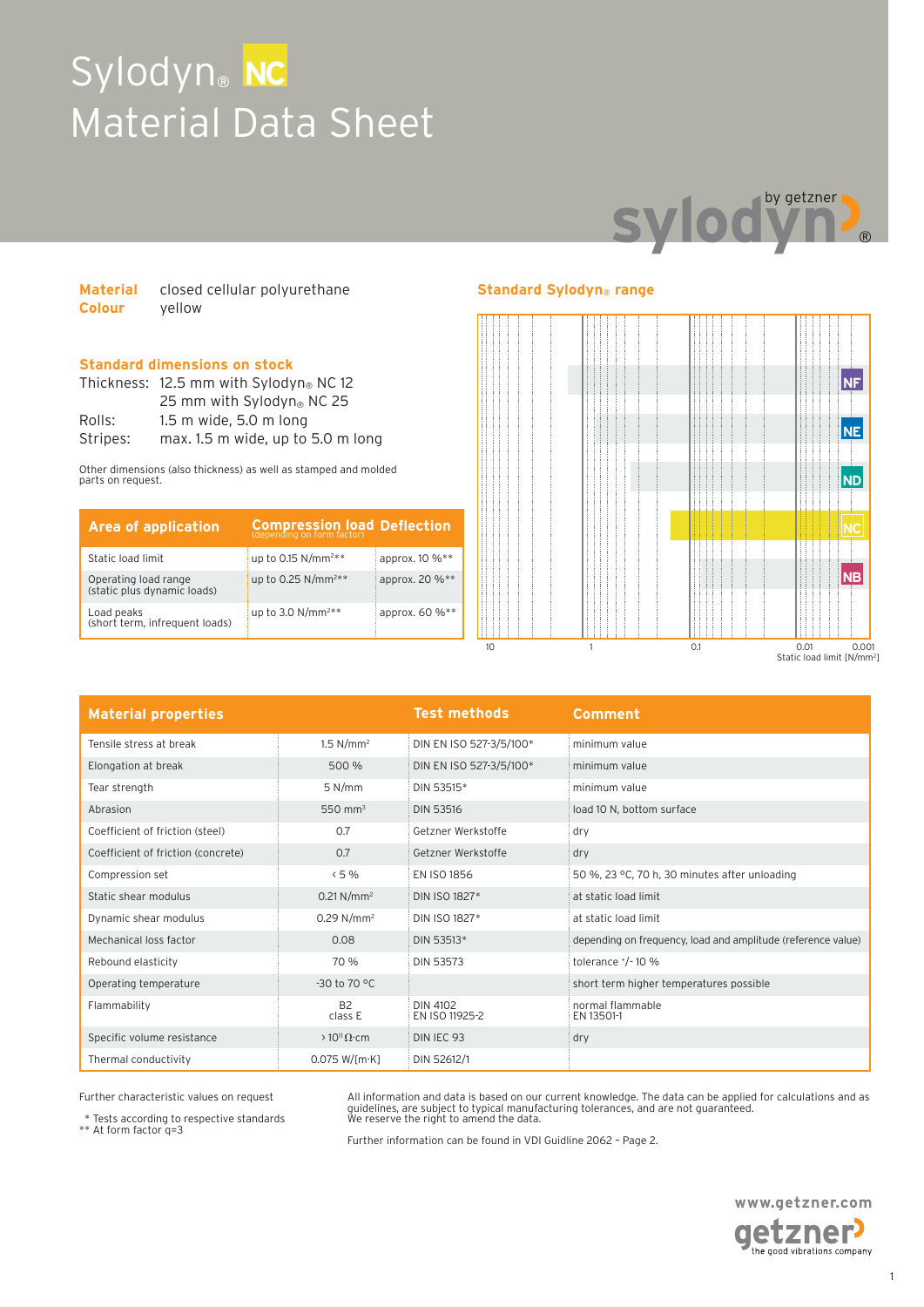# Sylodyn® NC
# Material Data Sheet

**Material** closed cellular polyurethane
**Colour** yellow

## Standard dimensions on stock

Thickness: 12.5 mm with Sylodyn® NC 12
25 mm with Sylodyn® NC 25
Rolls: 1.5 m wide, 5.0 m long
Stripes: max. 1.5 m wide, up to 5.0 m long

Other dimensions (also thickness) as well as stamped and molded parts on request.

| Area of application | Compression load (depending on form factor) | Deflection |
|---|---|---|
| Static load limit | up to 0.15 N/mm²** | approx. 10 %** |
| Operating load range (static plus dynamic loads) | up to 0.25 N/mm²** | approx. 20 %** |
| Load peaks (short term, infrequent loads) | up to 3.0 N/mm²** | approx. 60 %** |

## Standard Sylodyn® range

NF, NE, ND, NC, NB

10 — 1 — 0.1 — 0.01 — 0.001
Static load limit [N/mm²]

| Material properties | | Test methods | Comment |
|---|---|---|---|
| Tensile stress at break | 1.5 N/mm² | DIN EN ISO 527-3/5/100* | minimum value |
| Elongation at break | 500 % | DIN EN ISO 527-3/5/100* | minimum value |
| Tear strength | 5 N/mm | DIN 53515* | minimum value |
| Abrasion | 550 mm³ | DIN 53516 | load 10 N, bottom surface |
| Coefficient of friction (steel) | 0.7 | Getzner Werkstoffe | dry |
| Coefficient of friction (concrete) | 0.7 | Getzner Werkstoffe | dry |
| Compression set | < 5 % | EN ISO 1856 | 50 %, 23 °C, 70 h, 30 minutes after unloading |
| Static shear modulus | 0.21 N/mm² | DIN ISO 1827* | at static load limit |
| Dynamic shear modulus | 0.29 N/mm² | DIN ISO 1827* | at static load limit |
| Mechanical loss factor | 0.08 | DIN 53513* | depending on frequency, load and amplitude (reference value) |
| Rebound elasticity | 70 % | DIN 53573 | tolerance +/- 10 % |
| Operating temperature | -30 to 70 °C | | short term higher temperatures possible |
| Flammability | B2 class E | DIN 4102 EN ISO 11925-2 | normal flammable EN 13501-1 |
| Specific volume resistance | > $10^{11}$ Ω·cm | DIN IEC 93 | dry |
| Thermal conductivity | 0.075 W/[m·K] | DIN 52612/1 | |

Further characteristic values on request

\* Tests according to respective standards
** At form factor q=3

All information and data is based on our current knowledge. The data can be applied for calculations and as guidelines, are subject to typical manufacturing tolerances, and are not guaranteed. We reserve the right to amend the data.

Further information can be found in VDI Guideline 2062 – Page 2.

www.getzner.com
getzner the good vibrations company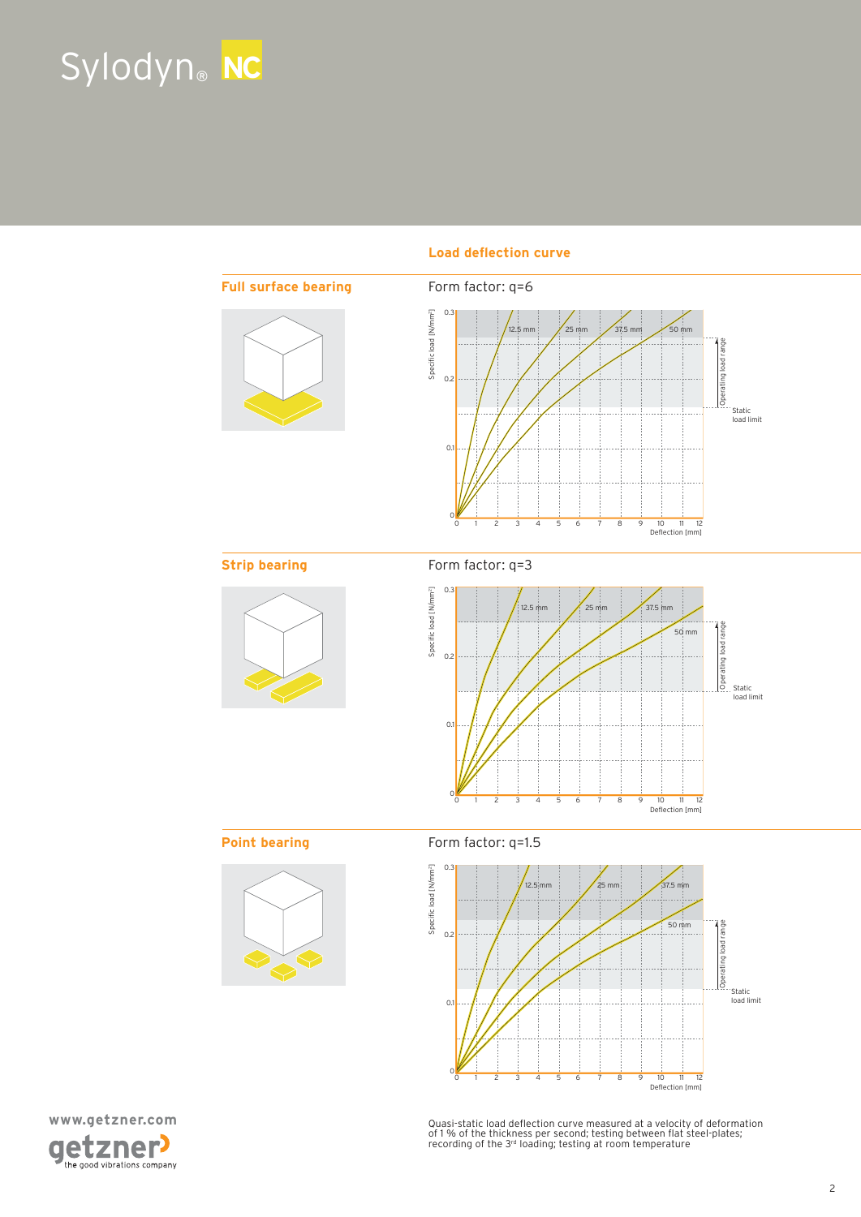# Sylodyn® NC

## Load deflection curve

### Full surface bearing

Form factor: q=6

### Strip bearing

Form factor: q=3

### Point bearing

Form factor: q=1.5

Quasi-static load deflection curve measured at a velocity of deformation of 1 % of the thickness per second; testing between flat steel-plates; recording of the 3rd loading; testing at room temperature

www.getzner.com

getzner the good vibrations company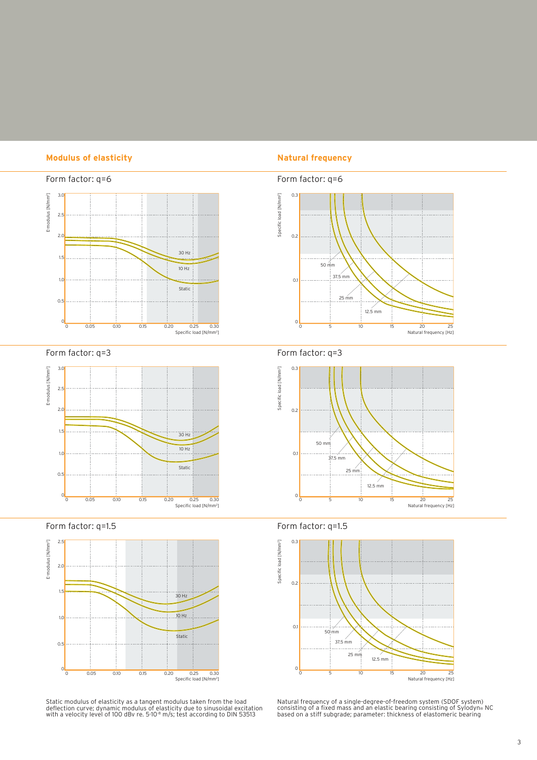## Modulus of elasticity

### Form factor: q=6

E-modulus [N/mm²] vs. Specific load [N/mm²]: curves 30 Hz, 10 Hz, Static

### Form factor: q=3

E-modulus [N/mm²] vs. Specific load [N/mm²]: curves 30 Hz, 10 Hz, Static

### Form factor: q=1.5

E-modulus [N/mm²] vs. Specific load [N/mm²]: curves 30 Hz, 10 Hz, Static

Static modulus of elasticity as a tangent modulus taken from the load deflection curve; dynamic modulus of elasticity due to sinusoidal excitation with a velocity level of 100 dBv re. $5 \cdot 10^{-8}$ m/s; test according to DIN 53513

## Natural frequency

### Form factor: q=6

Specific load [N/mm²] vs. Natural frequency [Hz]: curves 50 mm, 37.5 mm, 25 mm, 12.5 mm

### Form factor: q=3

Specific load [N/mm²] vs. Natural frequency [Hz]: curves 50 mm, 37.5 mm, 25 mm, 12.5 mm

### Form factor: q=1.5

Specific load [N/mm²] vs. Natural frequency [Hz]: curves 50 mm, 37.5 mm, 25 mm, 12.5 mm

Natural frequency of a single-degree-of-freedom system (SDOF system) consisting of a fixed mass and an elastic bearing consisting of Sylodyn® NC based on a stiff subgrade; parameter: thickness of elastomeric bearing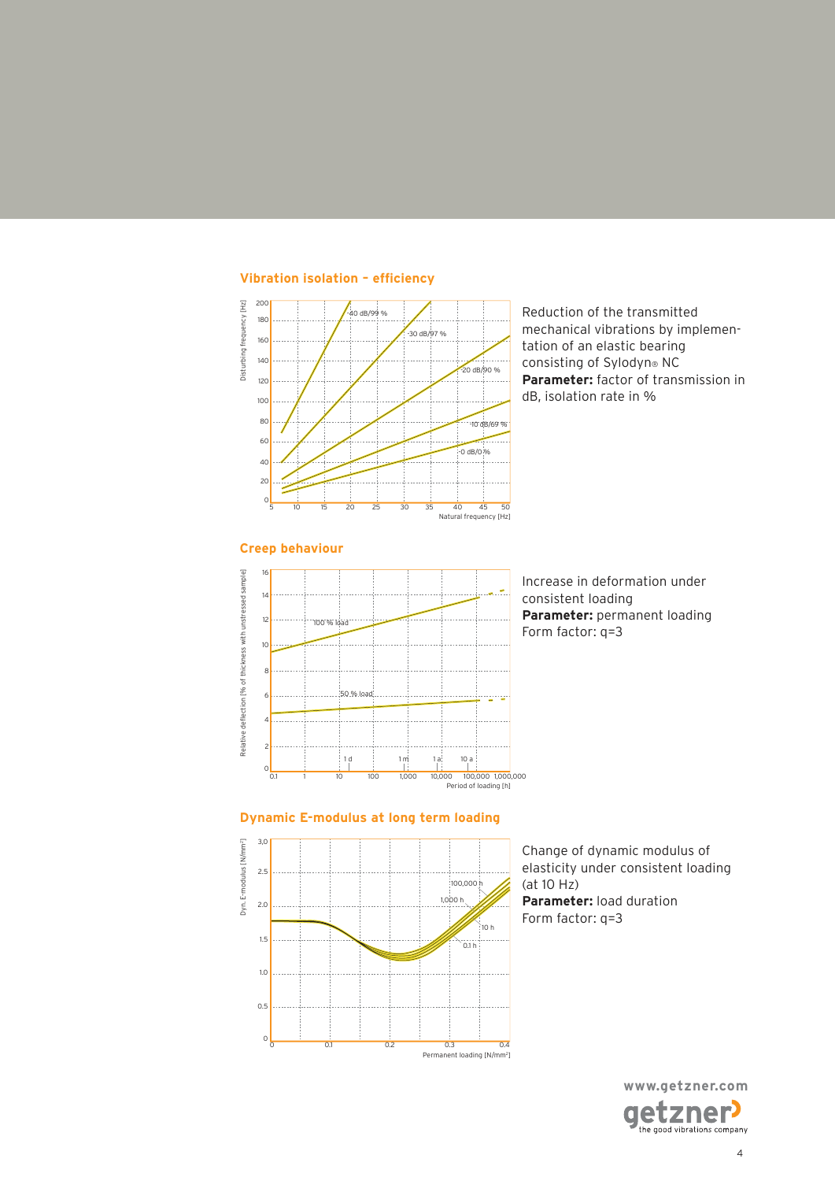## Vibration isolation – efficiency

Reduction of the transmitted mechanical vibrations by implementation of an elastic bearing consisting of Sylodyn® NC
**Parameter:** factor of transmission in dB, isolation rate in %

## Creep behaviour

Increase in deformation under consistent loading
**Parameter:** permanent loading
Form factor: q=3

## Dynamic E-modulus at long term loading

Change of dynamic modulus of elasticity under consistent loading (at 10 Hz)
**Parameter:** load duration
Form factor: q=3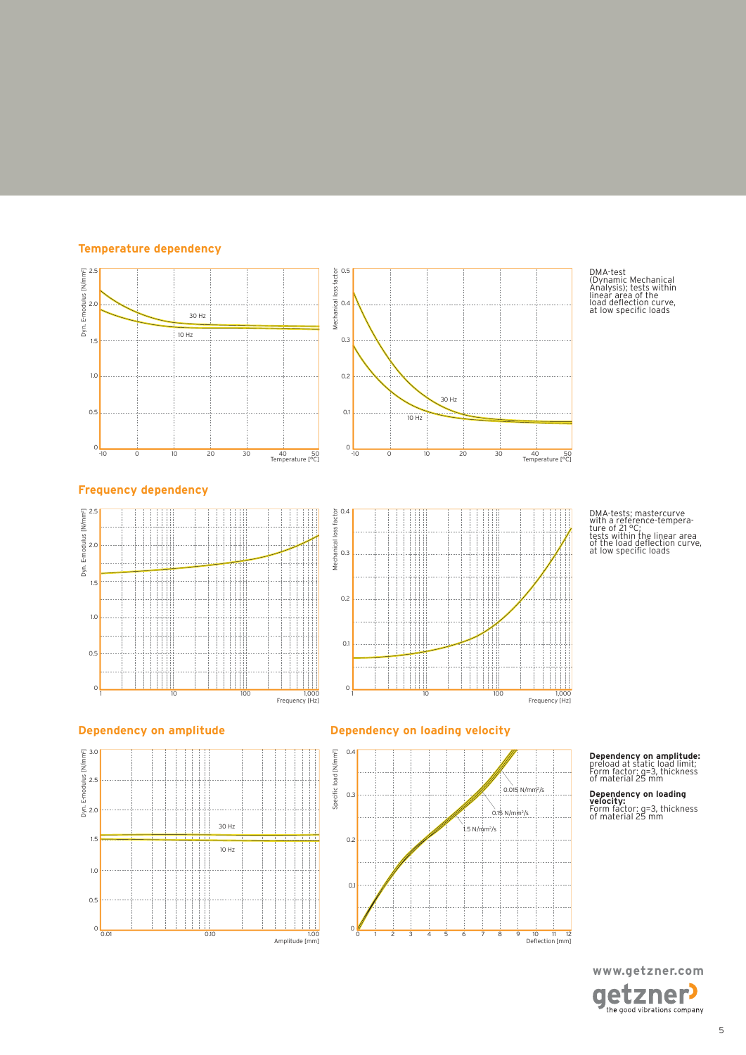## Temperature dependency

DMA-test (Dynamic Mechanical Analysis); tests within linear area of the load deflection curve, at low specific loads

## Frequency dependency

DMA-tests; mastercurve with a reference-temperature of 21 °C; tests within the linear area of the load deflection curve, at low specific loads

## Dependency on amplitude

## Dependency on loading velocity

**Dependency on amplitude:** preload at static load limit; Form factor: q=3, thickness of material 25 mm

**Dependency on loading velocity:** Form factor: q=3, thickness of material 25 mm

www.getzner.com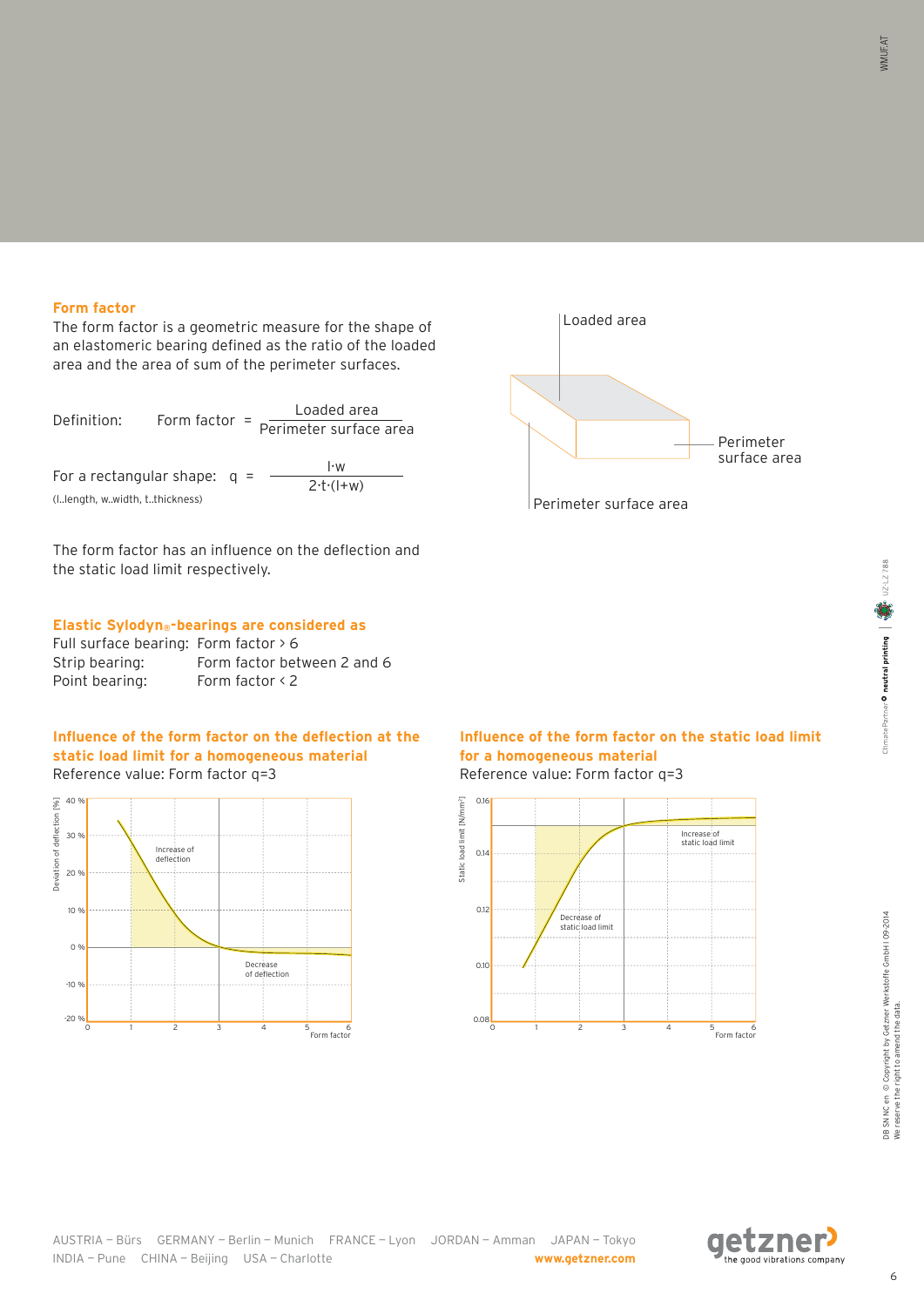## Form factor

The form factor is a geometric measure for the shape of an elastomeric bearing defined as the ratio of the loaded area and the area of sum of the perimeter surfaces.

Definition: $$\text{Form factor} = \frac{\text{Loaded area}}{\text{Perimeter surface area}}$$

For a rectangular shape: $$q = \frac{l \cdot w}{2 \cdot t \cdot (l+w)}$$

(l..length, w..width, t..thickness)

Loaded area

Perimeter surface area

Perimeter surface area

The form factor has an influence on the deflection and the static load limit respectively.

## Elastic Sylodyn®-bearings are considered as

Full surface bearing: Form factor > 6
Strip bearing: Form factor between 2 and 6
Point bearing: Form factor < 2

## Influence of the form factor on the deflection at the static load limit for a homogeneous material

Reference value: Form factor q=3

Deviation of deflection [%]
40 %
30 %
20 %
10 %
0 %
-10 %
-20 %
0 1 2 3 4 5 6
Form factor
Increase of deflection
Decrease of deflection

## Influence of the form factor on the static load limit for a homogeneous material

Reference value: Form factor q=3

Static load limit [N/mm²]
0.16
0.14
0.12
0.10
0.08
0 1 2 3 4 5 6
Form factor
Increase of static load limit
Decrease of static load limit

AUSTRIA – Bürs GERMANY – Berlin – Munich FRANCE – Lyon JORDAN – Amman JAPAN – Tokyo
INDIA – Pune CHINA – Beijing USA – Charlotte **www.getzner.com**

getzner the good vibrations company

DB SN NC en © Copyright by Getzner Werkstoffe GmbH I 09-2014
We reserve the right to amend the data.